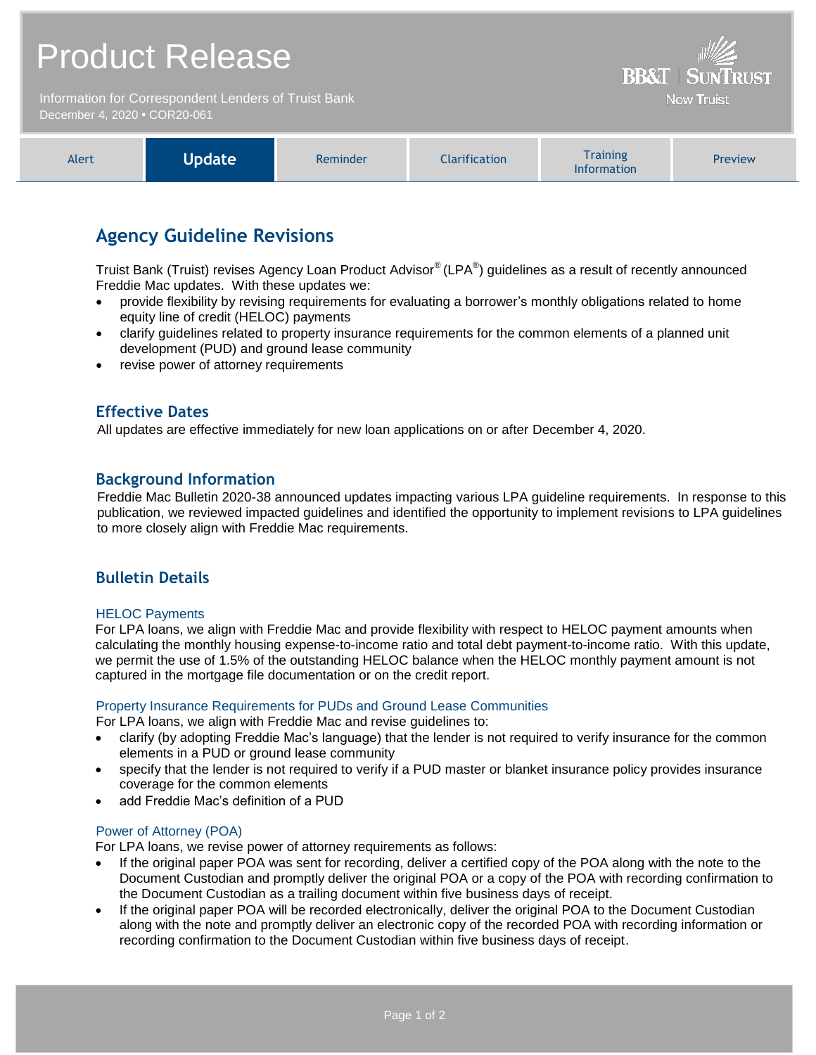# Product Release

Information for Correspondent Lenders of Truist Bank
December 4, 2020 • COR20-061

BB&T | SUNTRUST
Now Truist

| Alert | **Update** | Reminder | Clarification | Training Information | Preview |
|---|---|---|---|---|---|

## Agency Guideline Revisions

Truist Bank (Truist) revises Agency Loan Product Advisor® (LPA®) guidelines as a result of recently announced Freddie Mac updates. With these updates we:

- provide flexibility by revising requirements for evaluating a borrower's monthly obligations related to home equity line of credit (HELOC) payments
- clarify guidelines related to property insurance requirements for the common elements of a planned unit development (PUD) and ground lease community
- revise power of attorney requirements

## Effective Dates

All updates are effective immediately for new loan applications on or after December 4, 2020.

## Background Information

Freddie Mac Bulletin 2020-38 announced updates impacting various LPA guideline requirements. In response to this publication, we reviewed impacted guidelines and identified the opportunity to implement revisions to LPA guidelines to more closely align with Freddie Mac requirements.

## Bulletin Details

### HELOC Payments

For LPA loans, we align with Freddie Mac and provide flexibility with respect to HELOC payment amounts when calculating the monthly housing expense-to-income ratio and total debt payment-to-income ratio. With this update, we permit the use of 1.5% of the outstanding HELOC balance when the HELOC monthly payment amount is not captured in the mortgage file documentation or on the credit report.

### Property Insurance Requirements for PUDs and Ground Lease Communities

For LPA loans, we align with Freddie Mac and revise guidelines to:

- clarify (by adopting Freddie Mac's language) that the lender is not required to verify insurance for the common elements in a PUD or ground lease community
- specify that the lender is not required to verify if a PUD master or blanket insurance policy provides insurance coverage for the common elements
- add Freddie Mac's definition of a PUD

### Power of Attorney (POA)

For LPA loans, we revise power of attorney requirements as follows:

- If the original paper POA was sent for recording, deliver a certified copy of the POA along with the note to the Document Custodian and promptly deliver the original POA or a copy of the POA with recording confirmation to the Document Custodian as a trailing document within five business days of receipt.
- If the original paper POA will be recorded electronically, deliver the original POA to the Document Custodian along with the note and promptly deliver an electronic copy of the recorded POA with recording information or recording confirmation to the Document Custodian within five business days of receipt.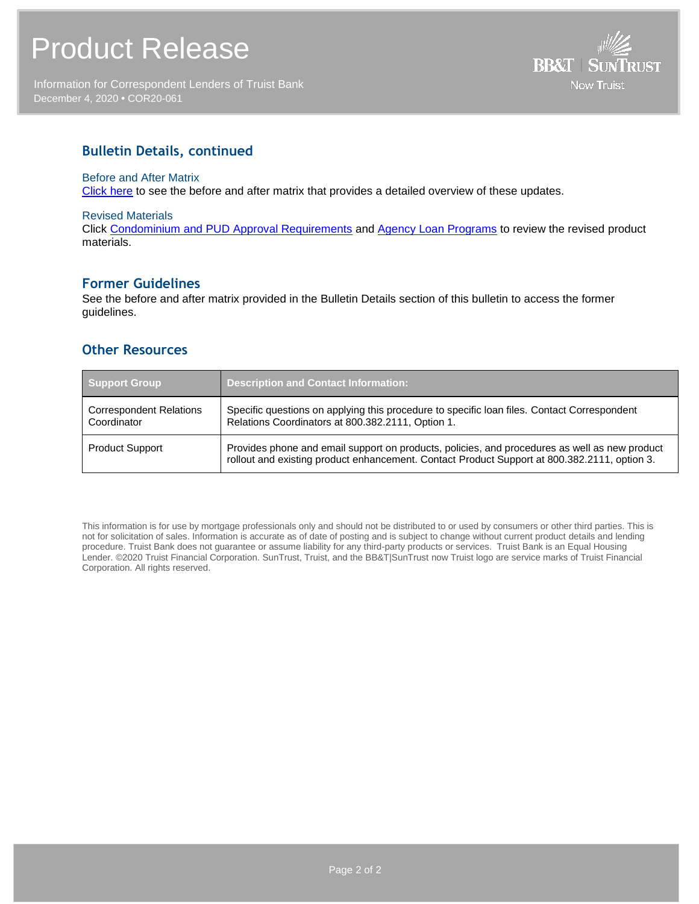## Bulletin Details, continued

### Before and After Matrix

Click here to see the before and after matrix that provides a detailed overview of these updates.

### Revised Materials

Click Condominium and PUD Approval Requirements and Agency Loan Programs to review the revised product materials.

## Former Guidelines

See the before and after matrix provided in the Bulletin Details section of this bulletin to access the former guidelines.

## Other Resources

| Support Group | Description and Contact Information: |
| --- | --- |
| Correspondent Relations Coordinator | Specific questions on applying this procedure to specific loan files. Contact Correspondent Relations Coordinators at 800.382.2111, Option 1. |
| Product Support | Provides phone and email support on products, policies, and procedures as well as new product rollout and existing product enhancement. Contact Product Support at 800.382.2111, option 3. |

This information is for use by mortgage professionals only and should not be distributed to or used by consumers or other third parties. This is not for solicitation of sales. Information is accurate as of date of posting and is subject to change without current product details and lending procedure. Truist Bank does not guarantee or assume liability for any third-party products or services. Truist Bank is an Equal Housing Lender. ©2020 Truist Financial Corporation. SunTrust, Truist, and the BB&T|SunTrust now Truist logo are service marks of Truist Financial Corporation. All rights reserved.